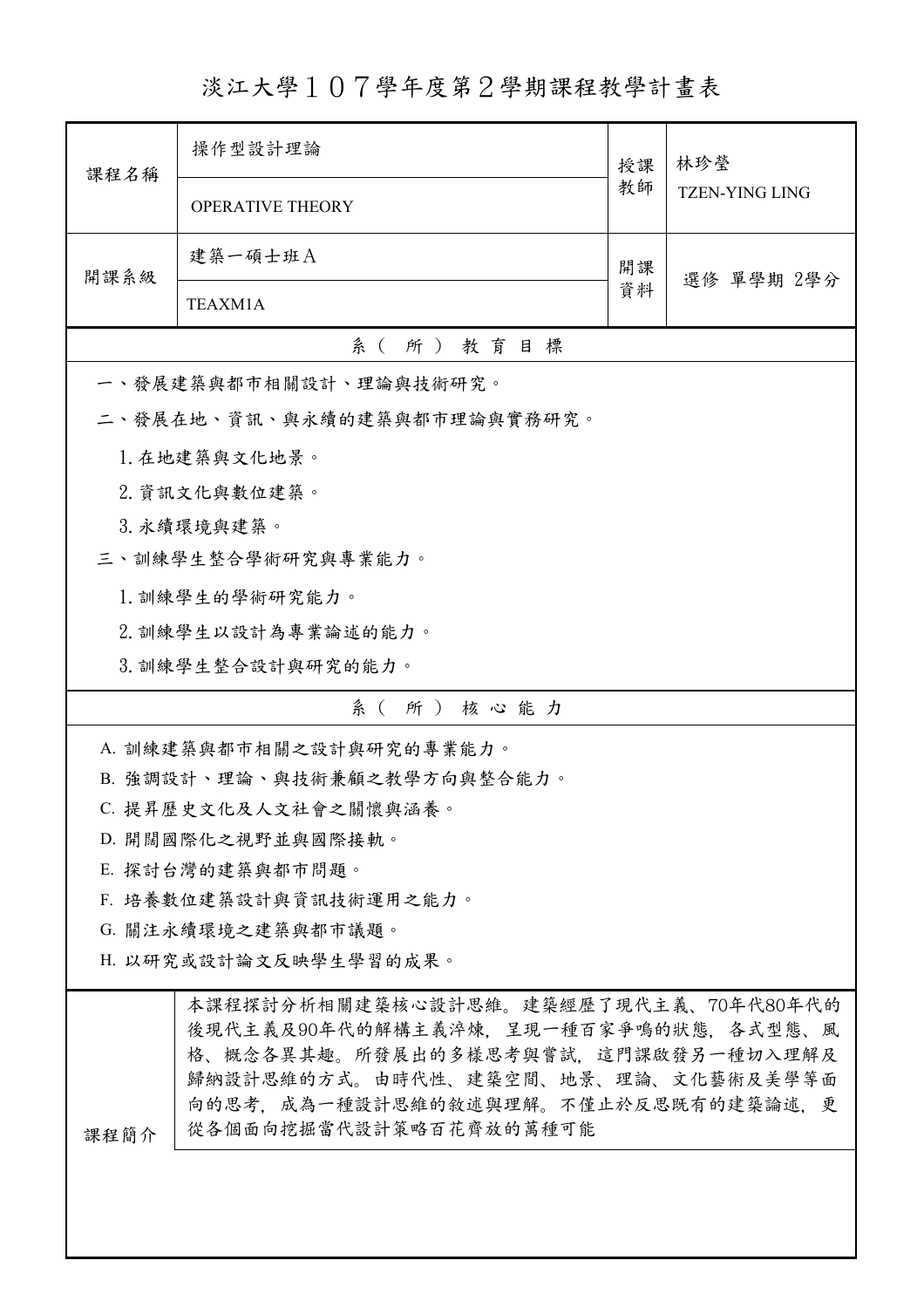# 淡江大學１０７學年度第２學期課程教學計畫表

| 課程名稱 | 操作型設計理論<br>OPERATIVE THEORY | 授課教師 | 林珍瑩<br>TZEN-YING LING |
|---|---|---|---|
| 開課系級 | 建築一碩士班Ａ<br>TEAXM1A | 開課資料 | 選修 單學期 2學分 |

## 系（所）教育目標

一、發展建築與都市相關設計、理論與技術研究。

二、發展在地、資訊、與永續的建築與都市理論與實務研究。

1. 在地建築與文化地景。
2. 資訊文化與數位建築。
3. 永續環境與建築。

三、訓練學生整合學術研究與專業能力。

1. 訓練學生的學術研究能力。
2. 訓練學生以設計為專業論述的能力。
3. 訓練學生整合設計與研究的能力。

## 系（所）核心能力

A. 訓練建築與都市相關之設計與研究的專業能力。

B. 強調設計、理論、與技術兼顧之教學方向與整合能力。

C. 提昇歷史文化及人文社會之關懷與涵養。

D. 開闊國際化之視野並與國際接軌。

E. 探討台灣的建築與都市問題。

F. 培養數位建築設計與資訊技術運用之能力。

G. 關注永續環境之建築與都市議題。

H. 以研究或設計論文反映學生學習的成果。

| 課程簡介 | 本課程探討分析相關建築核心設計思維。建築經歷了現代主義、70年代80年代的後現代主義及90年代的解構主義淬煉，呈現一種百家爭鳴的狀態，各式型態、風格、概念各異其趣。所發展出的多樣思考與嘗試，這門課啟發另一種切入理解及歸納設計思維的方式。由時代性、建築空間、地景、理論、文化藝術及美學等面向的思考，成為一種設計思維的敘述與理解。不僅止於反思既有的建築論述，更從各個面向挖掘當代設計策略百花齊放的萬種可能 |
|---|---|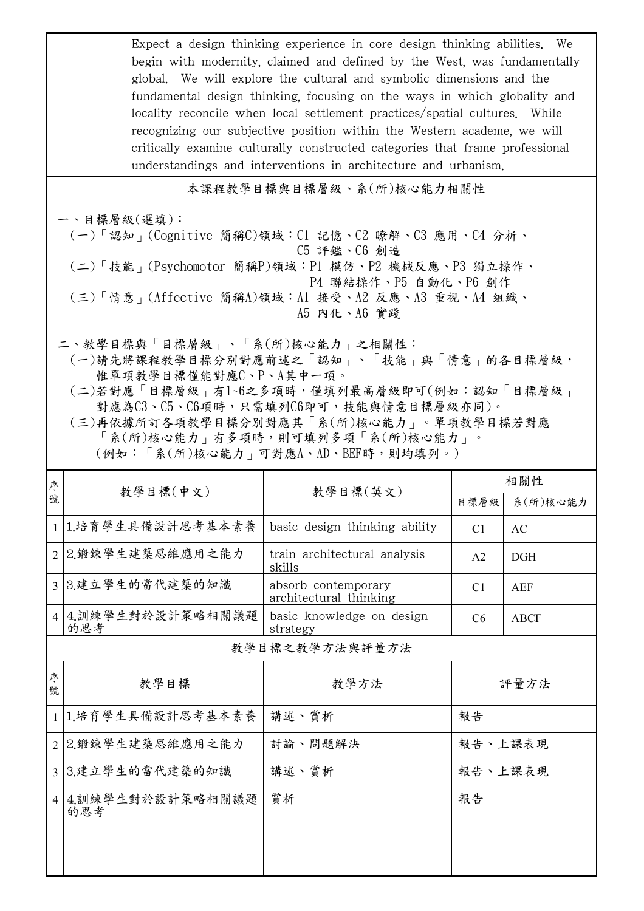| | Expect a design thinking experience in core design thinking abilities. We begin with modernity, claimed and defined by the West, was fundamentally global. We will explore the cultural and symbolic dimensions and the fundamental design thinking, focusing on the ways in which globality and locality reconcile when local settlement practices/spatial cultures. While recognizing our subjective position within the Western academe, we will critically examine culturally constructed categories that frame professional understandings and interventions in architecture and urbanism. |
|---|---|

## 本課程教學目標與目標層級、系(所)核心能力相關性

一、目標層級(選填)：

(一)「認知」(Cognitive 簡稱C)領域：C1 記憶、C2 瞭解、C3 應用、C4 分析、C5 評鑑、C6 創造

(二)「技能」(Psychomotor 簡稱P)領域：P1 模仿、P2 機械反應、P3 獨立操作、P4 聯結操作、P5 自動化、P6 創作

(三)「情意」(Affective 簡稱A)領域：A1 接受、A2 反應、A3 重視、A4 組織、A5 內化、A6 實踐

二、教學目標與「目標層級」、「系(所)核心能力」之相關性：

(一)請先將課程教學目標分別對應前述之「認知」、「技能」與「情意」的各目標層級，惟單項教學目標僅能對應C、P、A其中一項。

(二)若對應「目標層級」有1~6之多項時，僅填列最高層級即可(例如：認知「目標層級」對應為C3、C5、C6項時，只需填列C6即可，技能與情意目標層級亦同)。

(三)再依據所訂各項教學目標分別對應其「系(所)核心能力」。單項教學目標若對應「系(所)核心能力」有多項時，則可填列多項「系(所)核心能力」。(例如：「系(所)核心能力」可對應A、AD、BEF時，則均填列。)

| 序號 | 教學目標(中文) | 教學目標(英文) | 相關性 | |
|---|---|---|---|---|
| | | | 目標層級 | 系(所)核心能力 |
| 1 | 1.培育學生具備設計思考基本素養 | basic design thinking ability | C1 | AC |
| 2 | 2.鍛鍊學生建築思維應用之能力 | train architectural analysis skills | A2 | DGH |
| 3 | 3.建立學生的當代建築的知識 | absorb contemporary architectural thinking | C1 | AEF |
| 4 | 4.訓練學生對於設計策略相關議題的思考 | basic knowledge on design strategy | C6 | ABCF |

## 教學目標之教學方法與評量方法

| 序號 | 教學目標 | 教學方法 | 評量方法 |
|---|---|---|---|
| 1 | 1.培育學生具備設計思考基本素養 | 講述、賞析 | 報告 |
| 2 | 2.鍛鍊學生建築思維應用之能力 | 討論、問題解決 | 報告、上課表現 |
| 3 | 3.建立學生的當代建築的知識 | 講述、賞析 | 報告、上課表現 |
| 4 | 4.訓練學生對於設計策略相關議題的思考 | 賞析 | 報告 |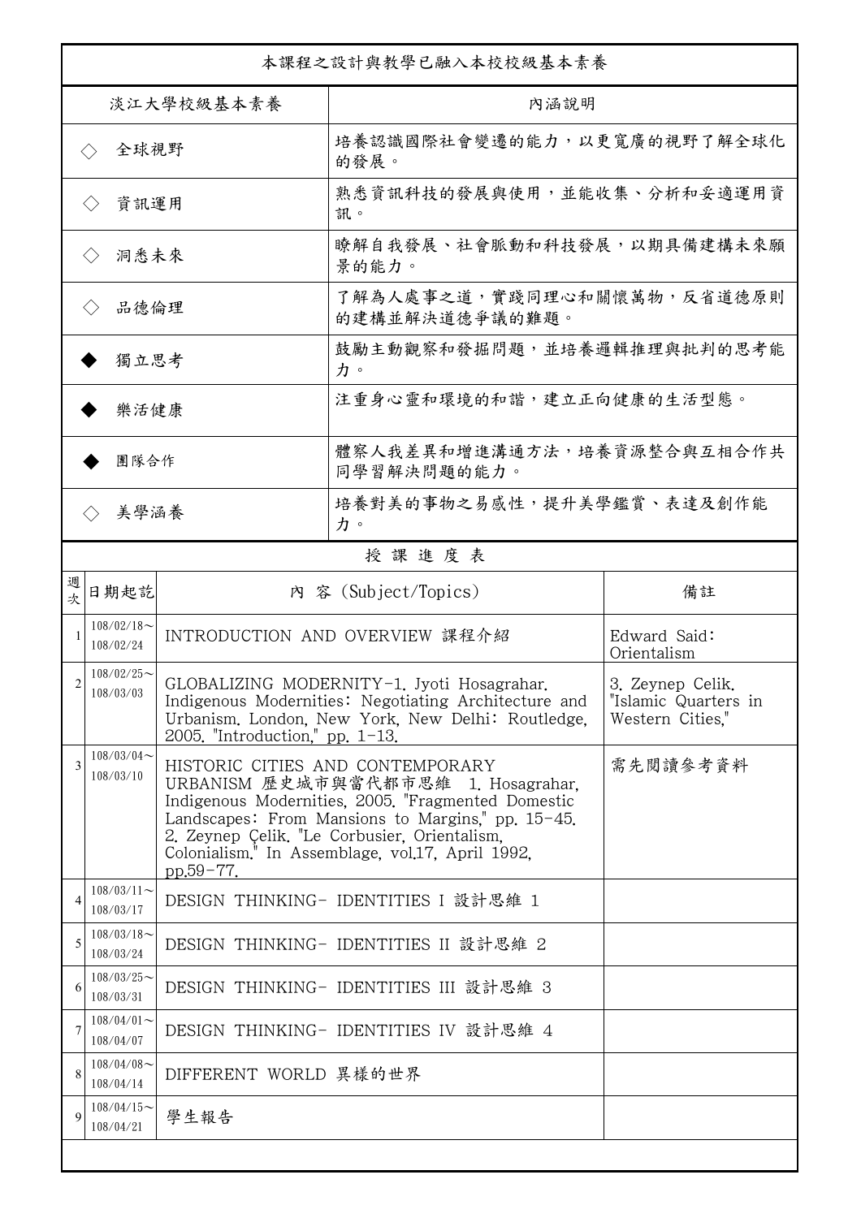本課程之設計與教學已融入本校校級基本素養

| 淡江大學校級基本素養 | 內涵說明 |
| --- | --- |
| ◇ 全球視野 | 培養認識國際社會變遷的能力，以更寬廣的視野了解全球化的發展。 |
| ◇ 資訊運用 | 熟悉資訊科技的發展與使用，並能收集、分析和妥適運用資訊。 |
| ◇ 洞悉未來 | 瞭解自我發展、社會脈動和科技發展，以期具備建構未來願景的能力。 |
| ◇ 品德倫理 | 了解為人處事之道，實踐同理心和關懷萬物，反省道德原則的建構並解決道德爭議的難題。 |
| ◆ 獨立思考 | 鼓勵主動觀察和發掘問題，並培養邏輯推理與批判的思考能力。 |
| ◆ 樂活健康 | 注重身心靈和環境的和諧，建立正向健康的生活型態。 |
| ◆ 團隊合作 | 體察人我差異和增進溝通方法，培養資源整合與互相合作共同學習解決問題的能力。 |
| ◇ 美學涵養 | 培養對美的事物之易感性，提升美學鑑賞、表達及創作能力。 |

授 課 進 度 表

| 週次 | 日期起訖 | 內 容 (Subject/Topics) | 備註 |
| --- | --- | --- | --- |
| 1 | 108/02/18～108/02/24 | INTRODUCTION AND OVERVIEW 課程介紹 | Edward Said: Orientalism |
| 2 | 108/02/25～108/03/03 | GLOBALIZING MODERNITY-1. Jyoti Hosagrahar. Indigenous Modernities: Negotiating Architecture and Urbanism. London, New York, New Delhi: Routledge, 2005. "Introduction," pp. 1-13. | 3. Zeynep Celik. "Islamic Quarters in Western Cities," |
| 3 | 108/03/04～108/03/10 | HISTORIC CITIES AND CONTEMPORARY URBANISM 歷史城市與當代都市思維 1. Hosagrahar, Indigenous Modernities, 2005. "Fragmented Domestic Landscapes: From Mansions to Margins," pp. 15-45. 2. Zeynep Çelik. "Le Corbusier, Orientalism, Colonialism." In Assemblage, vol.17, April 1992, pp.59-77. | 需先閱讀參考資料 |
| 4 | 108/03/11～108/03/17 | DESIGN THINKING- IDENTITIES I 設計思維 1 | |
| 5 | 108/03/18～108/03/24 | DESIGN THINKING- IDENTITIES II 設計思維 2 | |
| 6 | 108/03/25～108/03/31 | DESIGN THINKING- IDENTITIES III 設計思維 3 | |
| 7 | 108/04/01～108/04/07 | DESIGN THINKING- IDENTITIES IV 設計思維 4 | |
| 8 | 108/04/08～108/04/14 | DIFFERENT WORLD 異樣的世界 | |
| 9 | 108/04/15～108/04/21 | 學生報告 | |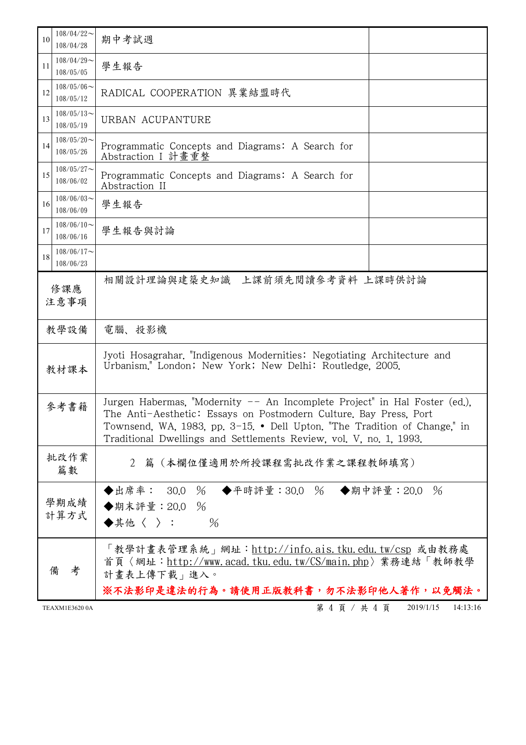| | | | |
|---|---|---|---|
| 10 | 108/04/22～<br>108/04/28 | 期中考試週 | |
| 11 | 108/04/29～<br>108/05/05 | 學生報告 | |
| 12 | 108/05/06～<br>108/05/12 | RADICAL COOPERATION 異業結盟時代 | |
| 13 | 108/05/13～<br>108/05/19 | URBAN ACUPANTURE | |
| 14 | 108/05/20～<br>108/05/26 | Programmatic Concepts and Diagrams: A Search for Abstraction I 計畫重整 | |
| 15 | 108/05/27～<br>108/06/02 | Programmatic Concepts and Diagrams: A Search for Abstraction II | |
| 16 | 108/06/03～<br>108/06/09 | 學生報告 | |
| 17 | 108/06/10～<br>108/06/16 | 學生報告與討論 | |
| 18 | 108/06/17～<br>108/06/23 | | |

| | |
|---|---|
| 修課應注意事項 | 相關設計理論與建築史知識　上課前須先閱讀參考資料 上課時供討論 |
| 教學設備 | 電腦、投影機 |
| 教材課本 | Jyoti Hosagrahar. "Indigenous Modernities: Negotiating Architecture and Urbanism." London; New York; New Delhi: Routledge, 2005. |
| 參考書籍 | Jurgen Habermas, "Modernity -- An Incomplete Project" in Hal Foster (ed.), The Anti-Aesthetic: Essays on Postmodern Culture. Bay Press, Port Townsend, WA, 1983, pp. 3-15. • Dell Upton. "The Tradition of Change," in Traditional Dwellings and Settlements Review, vol. V, no. 1, 1993. |
| 批改作業篇數 | 2 篇（本欄位僅適用於所授課程需批改作業之課程教師填寫） |
| 學期成績計算方式 | ◆出席率： 30.0 ％　◆平時評量：30.0 ％　◆期中評量：20.0 ％<br>◆期末評量：20.0 ％<br>◆其他〈 〉：　　％ |
| 備　考 | 「教學計畫表管理系統」網址：http://info.ais.tku.edu.tw/csp 或由教務處首頁〈網址：http://www.acad.tku.edu.tw/CS/main.php〉業務連結「教師教學計畫表上傳下載」進入。<br>**※不法影印是違法的行為。請使用正版教科書，勿不法影印他人著作，以免觸法。** |

TEAXM1E3620 0A　　2019/1/15　14:13:16